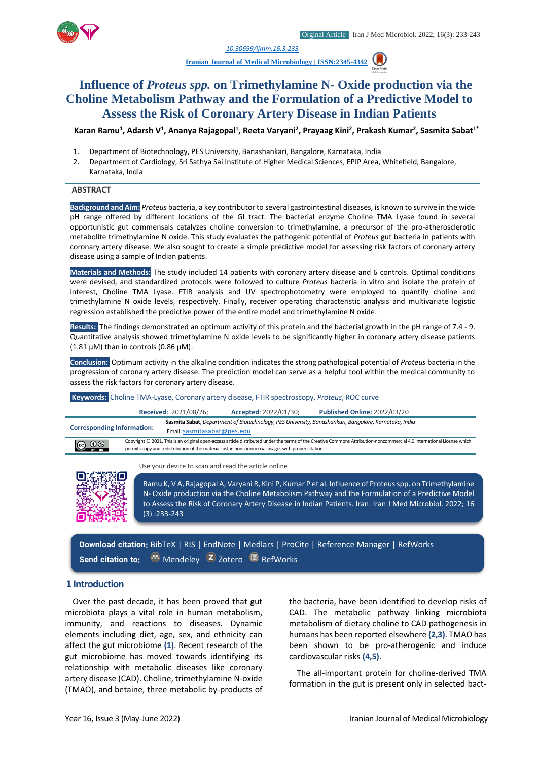10.30699/ijmm.16.3.233

Iranian Journal of Medical Microbiology | ISSN:2345-4342

# Influence of *Proteus spp.* on Trimethylamine N- Oxide production via the Choline Metabolism Pathway and the Formulation of a Predictive Model to Assess the Risk of Coronary Artery Disease in Indian Patients

**Karan Ramu[1], Adarsh V[1], Ananya Rajagopal[1], Reeta Varyani[2], Prayaag Kini[2], Prakash Kumar[2], Sasmita Sabat[1*]**

1. Department of Biotechnology, PES University, Banashankari, Bangalore, Karnataka, India
2. Department of Cardiology, Sri Sathya Sai Institute of Higher Medical Sciences, EPIP Area, Whitefield, Bangalore, Karnataka, India

## ABSTRACT

**Background and Aim:** *Proteus* bacteria, a key contributor to several gastrointestinal diseases, is known to survive in the wide pH range offered by different locations of the GI tract. The bacterial enzyme Choline TMA Lyase found in several opportunistic gut commensals catalyzes choline conversion to trimethylamine, a precursor of the pro-atherosclerotic metabolite trimethylamine N oxide. This study evaluates the pathogenic potential of *Proteus* gut bacteria in patients with coronary artery disease. We also sought to create a simple predictive model for assessing risk factors of coronary artery disease using a sample of Indian patients.

**Materials and Methods:** The study included 14 patients with coronary artery disease and 6 controls. Optimal conditions were devised, and standardized protocols were followed to culture *Proteus* bacteria in vitro and isolate the protein of interest, Choline TMA Lyase. FTIR analysis and UV spectrophotometry were employed to quantify choline and trimethylamine N oxide levels, respectively. Finally, receiver operating characteristic analysis and multivariate logistic regression established the predictive power of the entire model and trimethylamine N oxide.

**Results:** The findings demonstrated an optimum activity of this protein and the bacterial growth in the pH range of 7.4 - 9. Quantitative analysis showed trimethylamine N oxide levels to be significantly higher in coronary artery disease patients (1.81 µM) than in controls (0.86 µM).

**Conclusion:** Optimum activity in the alkaline condition indicates the strong pathological potential of *Proteus* bacteria in the progression of coronary artery disease. The prediction model can serve as a helpful tool within the medical community to assess the risk factors for coronary artery disease.

**Keywords:** Choline TMA-Lyase, Coronary artery disease, FTIR spectroscopy, *Proteus*, ROC curve

**Received**: 2021/08/26; **Accepted**: 2022/01/30; **Published Online**: 2022/03/20

**Corresponding Information:** Sasmita Sabat, *Department of Biotechnology, PES University, Banashankari, Bangalore, Karnataka, India*
Email: sasmitasabat@pes.edu

Copyright © 2021, This is an original open-access article distributed under the terms of the Creative Commons Attribution-noncommercial 4.0 International License which permits copy and redistribution of the material just in noncommercial usages with proper citation.

Use your device to scan and read the article online

Ramu K, V A, Rajagopal A, Varyani R, Kini P, Kumar P et al. Influence of Proteus spp. on Trimethylamine N- Oxide production via the Choline Metabolism Pathway and the Formulation of a Predictive Model to Assess the Risk of Coronary Artery Disease in Indian Patients. Iran. Iran J Med Microbiol. 2022; 16 (3) :233-243

**Download citation:** BibTeX | RIS | EndNote | Medlars | ProCite | Reference Manager | RefWorks

**Send citation to:** Mendeley | Zotero | RefWorks

## 1 Introduction

Over the past decade, it has been proved that gut microbiota plays a vital role in human metabolism, immunity, and reactions to diseases. Dynamic elements including diet, age, sex, and ethnicity can affect the gut microbiome **(1)**. Recent research of the gut microbiome has moved towards identifying its relationship with metabolic diseases like coronary artery disease (CAD). Choline, trimethylamine N-oxide (TMAO), and betaine, three metabolic by-products of the bacteria, have been identified to develop risks of CAD. The metabolic pathway linking microbiota metabolism of dietary choline to CAD pathogenesis in humans has been reported elsewhere **(2,3)**. TMAO has been shown to be pro-atherogenic and induce cardiovascular risks **(4,5)**.

The all-important protein for choline-derived TMA formation in the gut is present only in selected bact-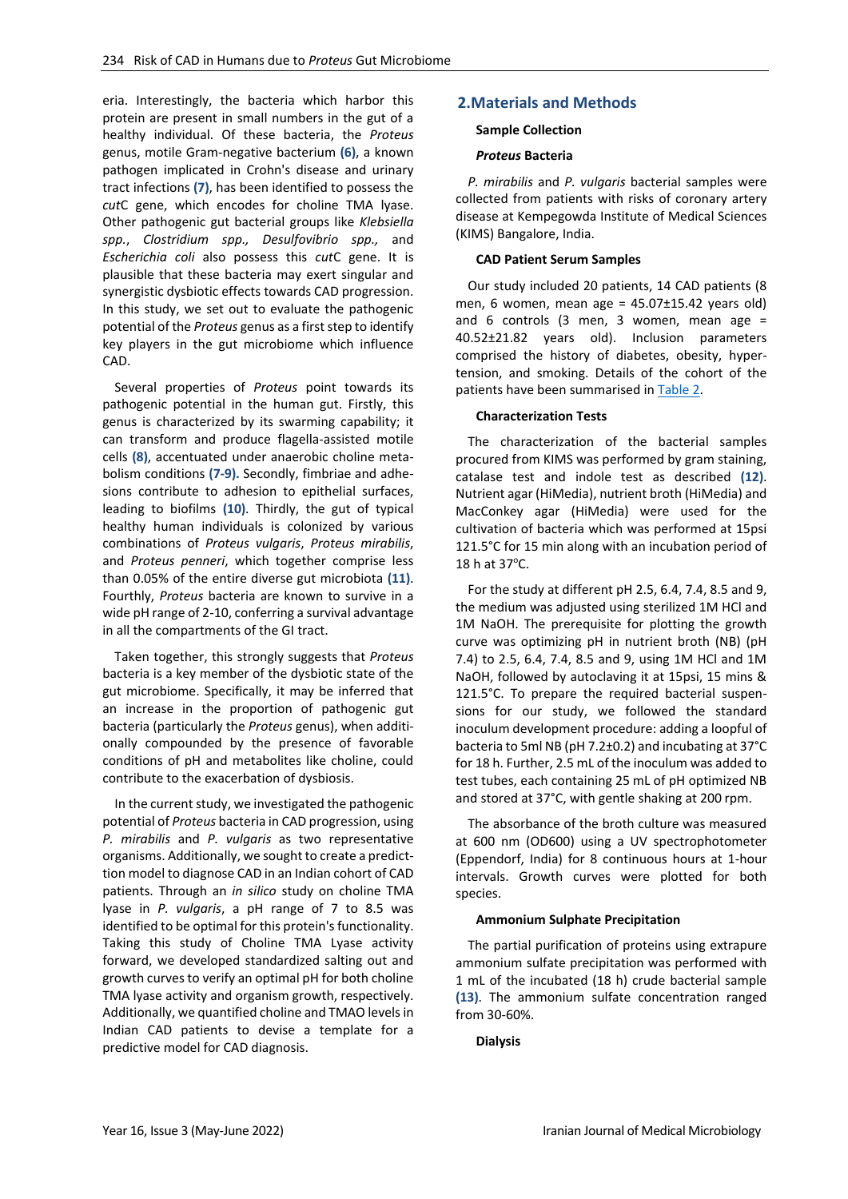eria. Interestingly, the bacteria which harbor this protein are present in small numbers in the gut of a healthy individual. Of these bacteria, the *Proteus* genus, motile Gram-negative bacterium **(6)**, a known pathogen implicated in Crohn's disease and urinary tract infections **(7)**, has been identified to possess the *cut*C gene, which encodes for choline TMA lyase. Other pathogenic gut bacterial groups like *Klebsiella spp.*, *Clostridium spp., Desulfovibrio spp.,* and *Escherichia coli* also possess this *cut*C gene. It is plausible that these bacteria may exert singular and synergistic dysbiotic effects towards CAD progression. In this study, we set out to evaluate the pathogenic potential of the *Proteus* genus as a first step to identify key players in the gut microbiome which influence CAD.

Several properties of *Proteus* point towards its pathogenic potential in the human gut. Firstly, this genus is characterized by its swarming capability; it can transform and produce flagella-assisted motile cells **(8)**, accentuated under anaerobic choline metabolism conditions **(7-9).** Secondly, fimbriae and adhesions contribute to adhesion to epithelial surfaces, leading to biofilms **(10)**. Thirdly, the gut of typical healthy human individuals is colonized by various combinations of *Proteus vulgaris*, *Proteus mirabilis*, and *Proteus penneri*, which together comprise less than 0.05% of the entire diverse gut microbiota **(11)**. Fourthly, *Proteus* bacteria are known to survive in a wide pH range of 2-10, conferring a survival advantage in all the compartments of the GI tract.

Taken together, this strongly suggests that *Proteus* bacteria is a key member of the dysbiotic state of the gut microbiome. Specifically, it may be inferred that an increase in the proportion of pathogenic gut bacteria (particularly the *Proteus* genus), when additionally compounded by the presence of favorable conditions of pH and metabolites like choline, could contribute to the exacerbation of dysbiosis.

In the current study, we investigated the pathogenic potential of *Proteus* bacteria in CAD progression, using *P. mirabilis* and *P. vulgaris* as two representative organisms. Additionally, we sought to create a predicttion model to diagnose CAD in an Indian cohort of CAD patients. Through an *in silico* study on choline TMA lyase in *P. vulgaris*, a pH range of 7 to 8.5 was identified to be optimal for this protein's functionality. Taking this study of Choline TMA Lyase activity forward, we developed standardized salting out and growth curves to verify an optimal pH for both choline TMA lyase activity and organism growth, respectively. Additionally, we quantified choline and TMAO levels in Indian CAD patients to devise a template for a predictive model for CAD diagnosis.

## 2. Materials and Methods

### Sample Collection

#### *Proteus* Bacteria

*P. mirabilis* and *P. vulgaris* bacterial samples were collected from patients with risks of coronary artery disease at Kempegowda Institute of Medical Sciences (KIMS) Bangalore, India.

#### CAD Patient Serum Samples

Our study included 20 patients, 14 CAD patients (8 men, 6 women, mean age = 45.07±15.42 years old) and 6 controls (3 men, 3 women, mean age = 40.52±21.82 years old). Inclusion parameters comprised the history of diabetes, obesity, hyper-tension, and smoking. Details of the cohort of the patients have been summarised in Table 2.

### Characterization Tests

The characterization of the bacterial samples procured from KIMS was performed by gram staining, catalase test and indole test as described **(12)**. Nutrient agar (HiMedia), nutrient broth (HiMedia) and MacConkey agar (HiMedia) were used for the cultivation of bacteria which was performed at 15psi 121.5°C for 15 min along with an incubation period of 18 h at 37°C.

For the study at different pH 2.5, 6.4, 7.4, 8.5 and 9, the medium was adjusted using sterilized 1M HCl and 1M NaOH. The prerequisite for plotting the growth curve was optimizing pH in nutrient broth (NB) (pH 7.4) to 2.5, 6.4, 7.4, 8.5 and 9, using 1M HCl and 1M NaOH, followed by autoclaving it at 15psi, 15 mins & 121.5°C. To prepare the required bacterial suspensions for our study, we followed the standard inoculum development procedure: adding a loopful of bacteria to 5ml NB (pH 7.2±0.2) and incubating at 37°C for 18 h. Further, 2.5 mL of the inoculum was added to test tubes, each containing 25 mL of pH optimized NB and stored at 37°C, with gentle shaking at 200 rpm.

The absorbance of the broth culture was measured at 600 nm (OD600) using a UV spectrophotometer (Eppendorf, India) for 8 continuous hours at 1-hour intervals. Growth curves were plotted for both species.

### Ammonium Sulphate Precipitation

The partial purification of proteins using extrapure ammonium sulfate precipitation was performed with 1 mL of the incubated (18 h) crude bacterial sample **(13)**. The ammonium sulfate concentration ranged from 30-60%.

### Dialysis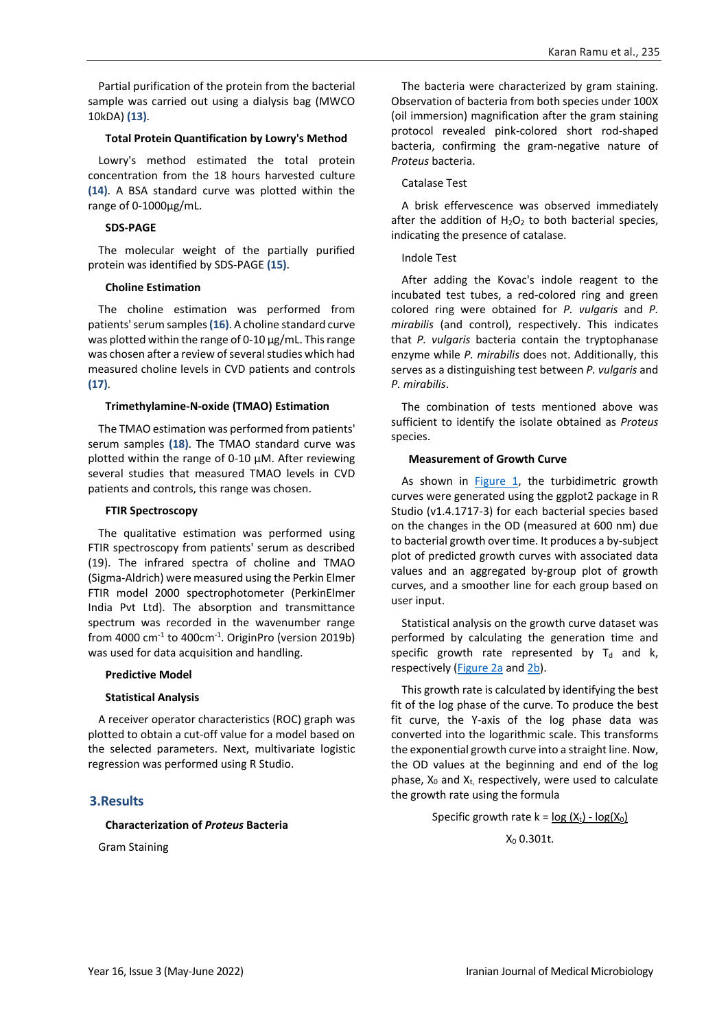Partial purification of the protein from the bacterial sample was carried out using a dialysis bag (MWCO 10kDA) **(13)**.

#### Total Protein Quantification by Lowry's Method

Lowry's method estimated the total protein concentration from the 18 hours harvested culture **(14)**. A BSA standard curve was plotted within the range of 0-1000µg/mL.

#### SDS-PAGE

The molecular weight of the partially purified protein was identified by SDS-PAGE **(15)**.

#### Choline Estimation

The choline estimation was performed from patients' serum samples **(16)**. A choline standard curve was plotted within the range of 0-10 µg/mL. This range was chosen after a review of several studies which had measured choline levels in CVD patients and controls **(17)**.

#### Trimethylamine-N-oxide (TMAO) Estimation

The TMAO estimation was performed from patients' serum samples **(18)**. The TMAO standard curve was plotted within the range of 0-10 µM. After reviewing several studies that measured TMAO levels in CVD patients and controls, this range was chosen.

#### FTIR Spectroscopy

The qualitative estimation was performed using FTIR spectroscopy from patients' serum as described (19). The infrared spectra of choline and TMAO (Sigma-Aldrich) were measured using the Perkin Elmer FTIR model 2000 spectrophotometer (PerkinElmer India Pvt Ltd). The absorption and transmittance spectrum was recorded in the wavenumber range from 4000 $cm^{-1}$ to 400$cm^{-1}$. OriginPro (version 2019b) was used for data acquisition and handling.

#### Predictive Model

#### Statistical Analysis

A receiver operator characteristics (ROC) graph was plotted to obtain a cut-off value for a model based on the selected parameters. Next, multivariate logistic regression was performed using R Studio.

## 3.Results

#### Characterization of *Proteus* Bacteria

Gram Staining

The bacteria were characterized by gram staining. Observation of bacteria from both species under 100X (oil immersion) magnification after the gram staining protocol revealed pink-colored short rod-shaped bacteria, confirming the gram-negative nature of *Proteus* bacteria.

Catalase Test

A brisk effervescence was observed immediately after the addition of $H_2O_2$ to both bacterial species, indicating the presence of catalase.

Indole Test

After adding the Kovac's indole reagent to the incubated test tubes, a red-colored ring and green colored ring were obtained for *P. vulgaris* and *P. mirabilis* (and control), respectively. This indicates that *P. vulgaris* bacteria contain the tryptophanase enzyme while *P. mirabilis* does not. Additionally, this serves as a distinguishing test between *P. vulgaris* and *P. mirabilis*.

The combination of tests mentioned above was sufficient to identify the isolate obtained as *Proteus* species.

#### Measurement of Growth Curve

As shown in Figure 1, the turbidimetric growth curves were generated using the ggplot2 package in R Studio (v1.4.1717-3) for each bacterial species based on the changes in the OD (measured at 600 nm) due to bacterial growth over time. It produces a by-subject plot of predicted growth curves with associated data values and an aggregated by-group plot of growth curves, and a smoother line for each group based on user input.

Statistical analysis on the growth curve dataset was performed by calculating the generation time and specific growth rate represented by $T_d$ and k, respectively (Figure 2a and 2b).

This growth rate is calculated by identifying the best fit of the log phase of the curve. To produce the best fit curve, the Y-axis of the log phase data was converted into the logarithmic scale. This transforms the exponential growth curve into a straight line. Now, the OD values at the beginning and end of the log phase, $X_0$ and $X_t$, respectively, were used to calculate the growth rate using the formula

$$\text{Specific growth rate } k = \frac{\log(X_t) - \log(X_0)}{X_0\ 0.301t}.$$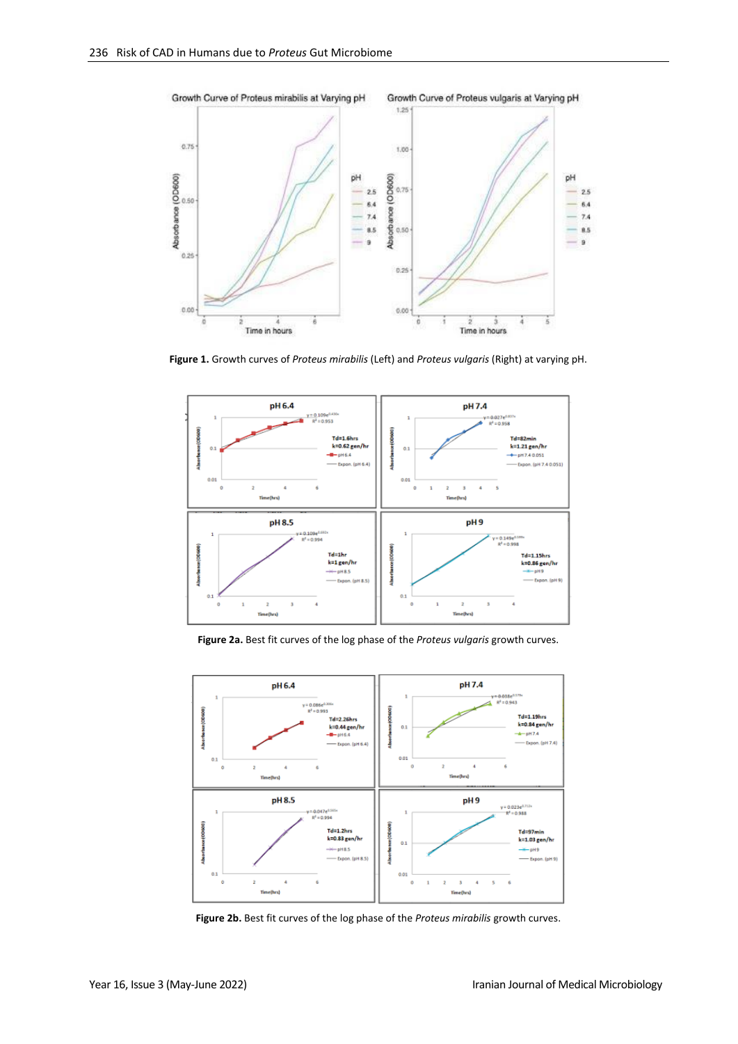**Figure 1.** Growth curves of *Proteus mirabilis* (Left) and *Proteus vulgaris* (Right) at varying pH.

**Figure 2a.** Best fit curves of the log phase of the *Proteus vulgaris* growth curves.

**Figure 2b.** Best fit curves of the log phase of the *Proteus mirabilis* growth curves.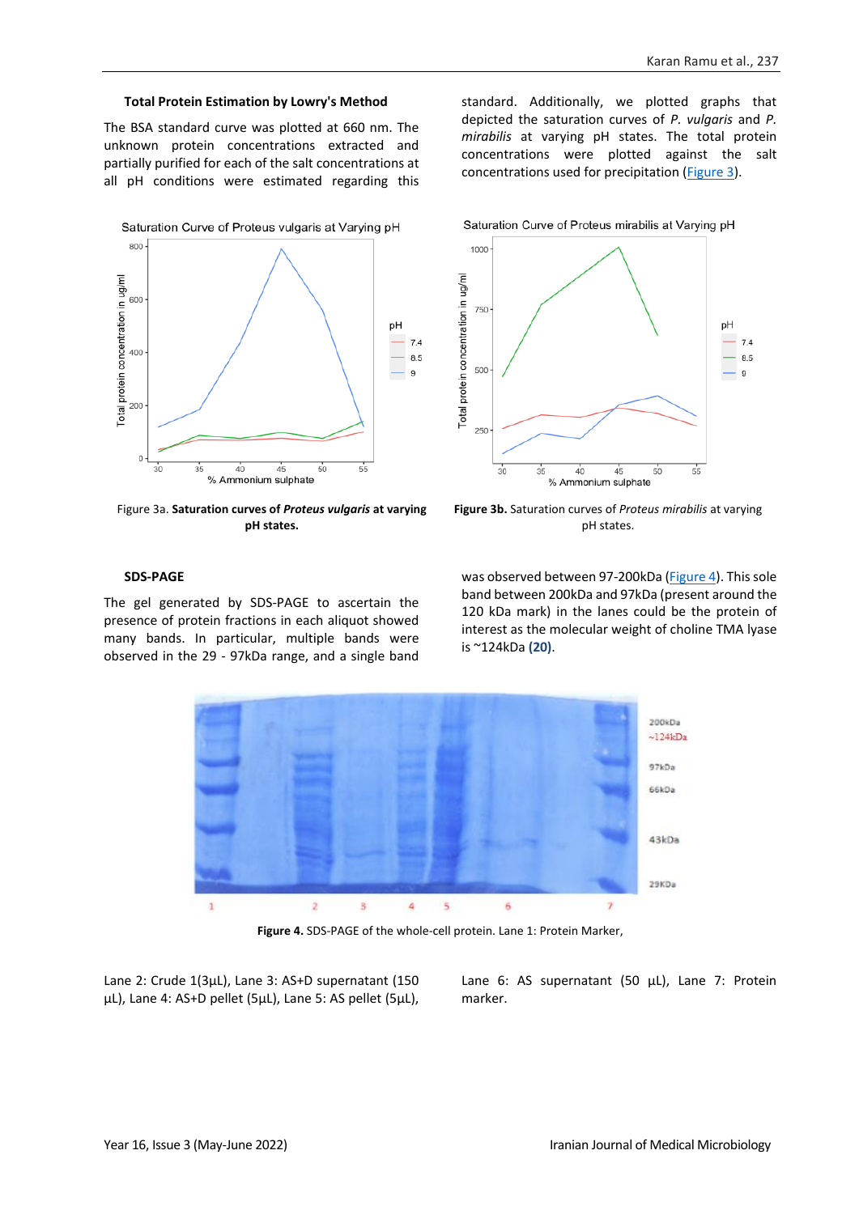### Total Protein Estimation by Lowry's Method

The BSA standard curve was plotted at 660 nm. The unknown protein concentrations extracted and partially purified for each of the salt concentrations at all pH conditions were estimated regarding this standard. Additionally, we plotted graphs that depicted the saturation curves of *P. vulgaris* and *P. mirabilis* at varying pH states. The total protein concentrations were plotted against the salt concentrations used for precipitation (Figure 3).

Figure 3a. **Saturation curves of *Proteus vulgaris* at varying pH states.**

**Figure 3b.** Saturation curves of *Proteus mirabilis* at varying pH states.

### SDS-PAGE

The gel generated by SDS-PAGE to ascertain the presence of protein fractions in each aliquot showed many bands. In particular, multiple bands were observed in the 29 - 97kDa range, and a single band was observed between 97-200kDa (Figure 4). This sole band between 200kDa and 97kDa (present around the 120 kDa mark) in the lanes could be the protein of interest as the molecular weight of choline TMA lyase is ~124kDa **(20)**.

**Figure 4.** SDS-PAGE of the whole-cell protein. Lane 1: Protein Marker, Lane 2: Crude 1(3µL), Lane 3: AS+D supernatant (150 µL), Lane 4: AS+D pellet (5µL), Lane 5: AS pellet (5µL), Lane 6: AS supernatant (50 µL), Lane 7: Protein marker.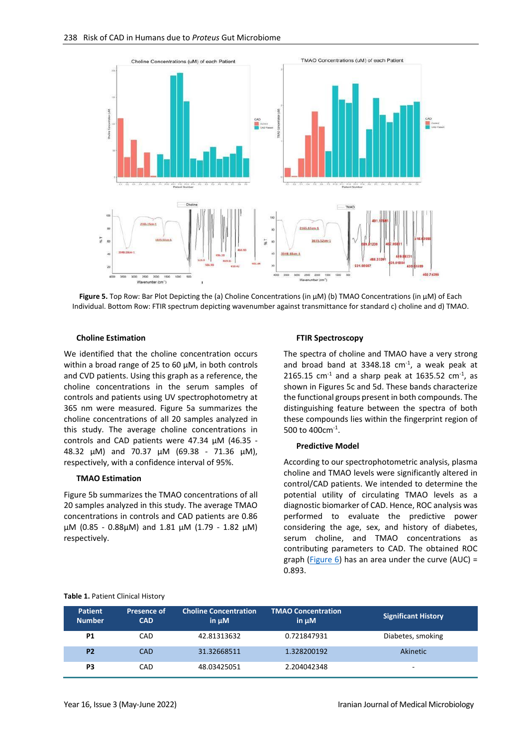Figure 5. Top Row: Bar Plot Depicting the (a) Choline Concentrations (in µM) (b) TMAO Concentrations (in µM) of Each Individual. Bottom Row: FTIR spectrum depicting wavenumber against transmittance for standard c) choline and d) TMAO.

### Choline Estimation

We identified that the choline concentration occurs within a broad range of 25 to 60 µM, in both controls and CVD patients. Using this graph as a reference, the choline concentrations in the serum samples of controls and patients using UV spectrophotometry at 365 nm were measured. Figure 5a summarizes the choline concentrations of all 20 samples analyzed in this study. The average choline concentrations in controls and CAD patients were 47.34 µM (46.35 - 48.32 µM) and 70.37 µM (69.38 - 71.36 µM), respectively, with a confidence interval of 95%.

### TMAO Estimation

Figure 5b summarizes the TMAO concentrations of all 20 samples analyzed in this study. The average TMAO concentrations in controls and CAD patients are 0.86 µM (0.85 - 0.88µM) and 1.81 µM (1.79 - 1.82 µM) respectively.

### FTIR Spectroscopy

The spectra of choline and TMAO have a very strong and broad band at 3348.18 $cm^{-1}$, a weak peak at 2165.15 $cm^{-1}$ and a sharp peak at 1635.52 $cm^{-1}$, as shown in Figures 5c and 5d. These bands characterize the functional groups present in both compounds. The distinguishing feature between the spectra of both these compounds lies within the fingerprint region of 500 to 400$cm^{-1}$.

### Predictive Model

According to our spectrophotometric analysis, plasma choline and TMAO levels were significantly altered in control/CAD patients. We intended to determine the potential utility of circulating TMAO levels as a diagnostic biomarker of CAD. Hence, ROC analysis was performed to evaluate the predictive power considering the age, sex, and history of diabetes, serum choline, and TMAO concentrations as contributing parameters to CAD. The obtained ROC graph (Figure 6) has an area under the curve (AUC) = 0.893.

Table 1. Patient Clinical History

| Patient Number | Presence of CAD | Choline Concentration in µM | TMAO Concentration in µM | Significant History |
|---|---|---|---|---|
| P1 | CAD | 42.81313632 | 0.721847931 | Diabetes, smoking |
| P2 | CAD | 31.32668511 | 1.328200192 | Akinetic |
| P3 | CAD | 48.03425051 | 2.204042348 | - |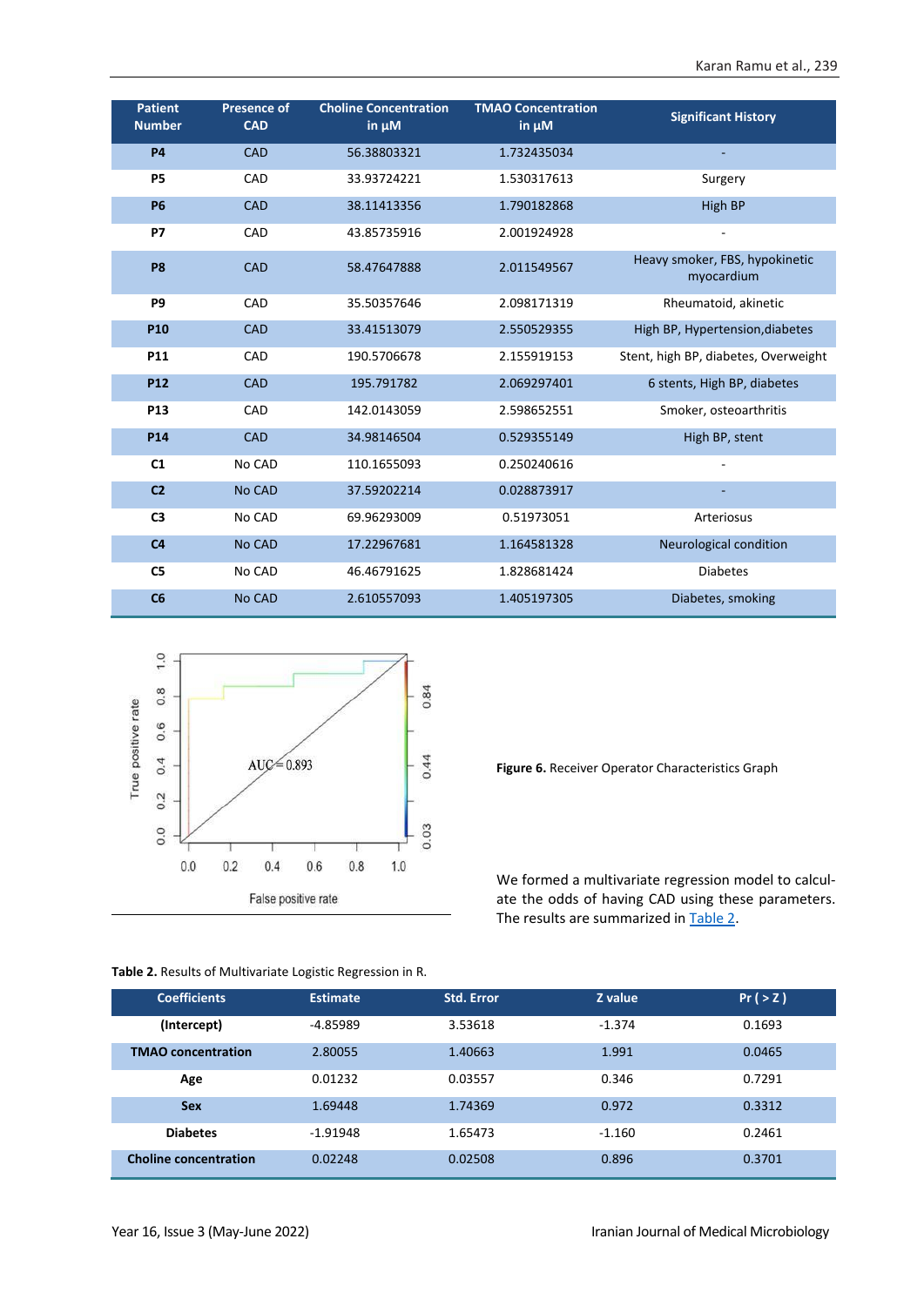| Patient Number | Presence of CAD | Choline Concentration in µM | TMAO Concentration in µM | Significant History |
|---|---|---|---|---|
| **P4** | CAD | 56.38803321 | 1.732435034 | - |
| **P5** | CAD | 33.93724221 | 1.530317613 | Surgery |
| **P6** | CAD | 38.11413356 | 1.790182868 | High BP |
| **P7** | CAD | 43.85735916 | 2.001924928 | - |
| **P8** | CAD | 58.47647888 | 2.011549567 | Heavy smoker, FBS, hypokinetic myocardium |
| **P9** | CAD | 35.50357646 | 2.098171319 | Rheumatoid, akinetic |
| **P10** | CAD | 33.41513079 | 2.550529355 | High BP, Hypertension,diabetes |
| **P11** | CAD | 190.5706678 | 2.155919153 | Stent, high BP, diabetes, Overweight |
| **P12** | CAD | 195.791782 | 2.069297401 | 6 stents, High BP, diabetes |
| **P13** | CAD | 142.0143059 | 2.598652551 | Smoker, osteoarthritis |
| **P14** | CAD | 34.98146504 | 0.529355149 | High BP, stent |
| **C1** | No CAD | 110.1655093 | 0.250240616 | - |
| **C2** | No CAD | 37.59202214 | 0.028873917 | - |
| **C3** | No CAD | 69.96293009 | 0.51973051 | Arteriosus |
| **C4** | No CAD | 17.22967681 | 1.164581328 | Neurological condition |
| **C5** | No CAD | 46.46791625 | 1.828681424 | Diabetes |
| **C6** | No CAD | 2.610557093 | 1.405197305 | Diabetes, smoking |

**Figure 6.** Receiver Operator Characteristics Graph

We formed a multivariate regression model to calculate the odds of having CAD using these parameters. The results are summarized in Table 2.

**Table 2.** Results of Multivariate Logistic Regression in R.

| Coefficients | Estimate | Std. Error | Z value | Pr ( > Z ) |
|---|---|---|---|---|
| **(Intercept)** | -4.85989 | 3.53618 | -1.374 | 0.1693 |
| **TMAO concentration** | 2.80055 | 1.40663 | 1.991 | 0.0465 |
| **Age** | 0.01232 | 0.03557 | 0.346 | 0.7291 |
| **Sex** | 1.69448 | 1.74369 | 0.972 | 0.3312 |
| **Diabetes** | -1.91948 | 1.65473 | -1.160 | 0.2461 |
| **Choline concentration** | 0.02248 | 0.02508 | 0.896 | 0.3701 |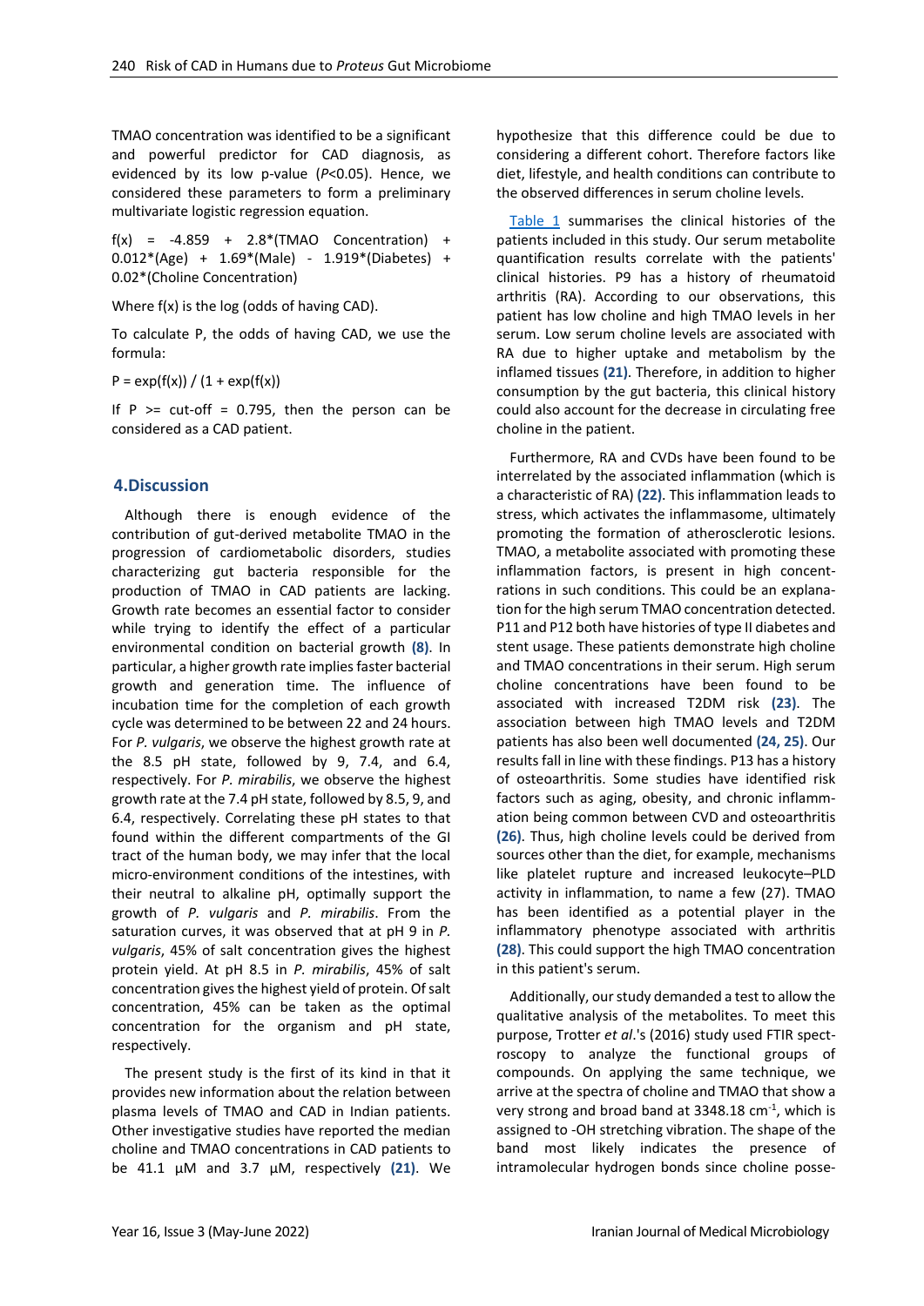TMAO concentration was identified to be a significant and powerful predictor for CAD diagnosis, as evidenced by its low p-value ($P<0.05$). Hence, we considered these parameters to form a preliminary multivariate logistic regression equation.

$$f(x) = -4.859 + 2.8*(\text{TMAO Concentration}) + 0.012*(\text{Age}) + 1.69*(\text{Male}) - 1.919*(\text{Diabetes}) + 0.02*(\text{Choline Concentration})$$

Where f(x) is the log (odds of having CAD).

To calculate P, the odds of having CAD, we use the formula:

$$P = \exp(f(x)) / (1 + \exp(f(x)))$$

If P >= cut-off = 0.795, then the person can be considered as a CAD patient.

## 4.Discussion

Although there is enough evidence of the contribution of gut-derived metabolite TMAO in the progression of cardiometabolic disorders, studies characterizing gut bacteria responsible for the production of TMAO in CAD patients are lacking. Growth rate becomes an essential factor to consider while trying to identify the effect of a particular environmental condition on bacterial growth **(8)**. In particular, a higher growth rate implies faster bacterial growth and generation time. The influence of incubation time for the completion of each growth cycle was determined to be between 22 and 24 hours. For *P. vulgaris*, we observe the highest growth rate at the 8.5 pH state, followed by 9, 7.4, and 6.4, respectively. For *P. mirabilis*, we observe the highest growth rate at the 7.4 pH state, followed by 8.5, 9, and 6.4, respectively. Correlating these pH states to that found within the different compartments of the GI tract of the human body, we may infer that the local micro-environment conditions of the intestines, with their neutral to alkaline pH, optimally support the growth of *P. vulgaris* and *P. mirabilis*. From the saturation curves, it was observed that at pH 9 in *P. vulgaris*, 45% of salt concentration gives the highest protein yield. At pH 8.5 in *P. mirabilis*, 45% of salt concentration gives the highest yield of protein. Of salt concentration, 45% can be taken as the optimal concentration for the organism and pH state, respectively.

The present study is the first of its kind in that it provides new information about the relation between plasma levels of TMAO and CAD in Indian patients. Other investigative studies have reported the median choline and TMAO concentrations in CAD patients to be 41.1 µM and 3.7 µM, respectively **(21)**. We hypothesize that this difference could be due to considering a different cohort. Therefore factors like diet, lifestyle, and health conditions can contribute to the observed differences in serum choline levels.

Table 1 summarises the clinical histories of the patients included in this study. Our serum metabolite quantification results correlate with the patients' clinical histories. P9 has a history of rheumatoid arthritis (RA). According to our observations, this patient has low choline and high TMAO levels in her serum. Low serum choline levels are associated with RA due to higher uptake and metabolism by the inflamed tissues **(21)**. Therefore, in addition to higher consumption by the gut bacteria, this clinical history could also account for the decrease in circulating free choline in the patient.

Furthermore, RA and CVDs have been found to be interrelated by the associated inflammation (which is a characteristic of RA) **(22)**. This inflammation leads to stress, which activates the inflammasome, ultimately promoting the formation of atherosclerotic lesions. TMAO, a metabolite associated with promoting these inflammation factors, is present in high concentrations in such conditions. This could be an explanation for the high serum TMAO concentration detected. P11 and P12 both have histories of type II diabetes and stent usage. These patients demonstrate high choline and TMAO concentrations in their serum. High serum choline concentrations have been found to be associated with increased T2DM risk **(23)**. The association between high TMAO levels and T2DM patients has also been well documented **(24, 25)**. Our results fall in line with these findings. P13 has a history of osteoarthritis. Some studies have identified risk factors such as aging, obesity, and chronic inflammation being common between CVD and osteoarthritis **(26)**. Thus, high choline levels could be derived from sources other than the diet, for example, mechanisms like platelet rupture and increased leukocyte–PLD activity in inflammation, to name a few (27). TMAO has been identified as a potential player in the inflammatory phenotype associated with arthritis **(28)**. This could support the high TMAO concentration in this patient's serum.

Additionally, our study demanded a test to allow the qualitative analysis of the metabolites. To meet this purpose, Trotter *et al*.'s (2016) study used FTIR spectroscopy to analyze the functional groups of compounds. On applying the same technique, we arrive at the spectra of choline and TMAO that show a very strong and broad band at 3348.18 $cm^{-1}$, which is assigned to -OH stretching vibration. The shape of the band most likely indicates the presence of intramolecular hydrogen bonds since choline posse-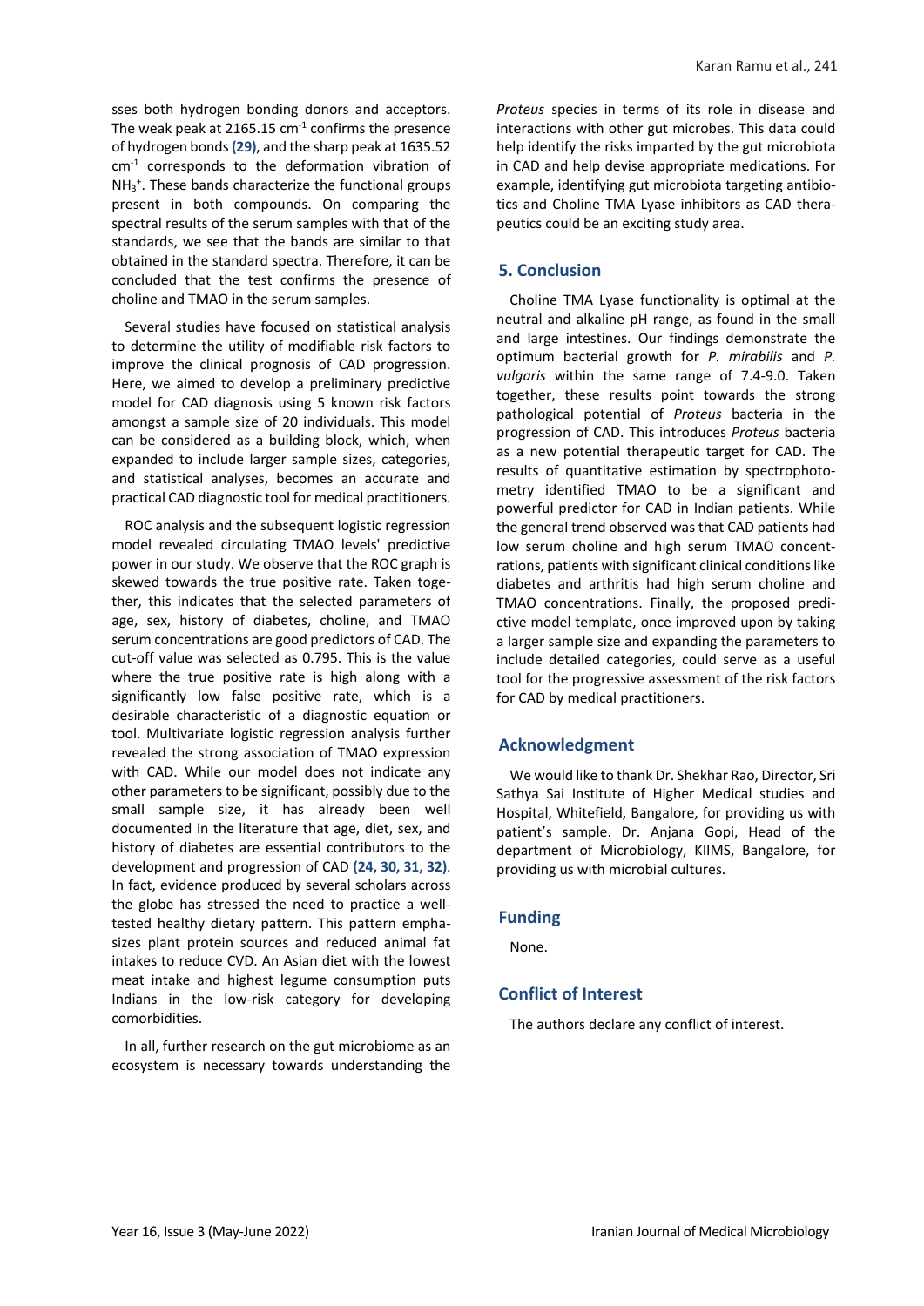sses both hydrogen bonding donors and acceptors. The weak peak at 2165.15 $cm^{-1}$ confirms the presence of hydrogen bonds **(29)**, and the sharp peak at 1635.52 $cm^{-1}$ corresponds to the deformation vibration of $NH_3^+$. These bands characterize the functional groups present in both compounds. On comparing the spectral results of the serum samples with that of the standards, we see that the bands are similar to that obtained in the standard spectra. Therefore, it can be concluded that the test confirms the presence of choline and TMAO in the serum samples.

Several studies have focused on statistical analysis to determine the utility of modifiable risk factors to improve the clinical prognosis of CAD progression. Here, we aimed to develop a preliminary predictive model for CAD diagnosis using 5 known risk factors amongst a sample size of 20 individuals. This model can be considered as a building block, which, when expanded to include larger sample sizes, categories, and statistical analyses, becomes an accurate and practical CAD diagnostic tool for medical practitioners.

ROC analysis and the subsequent logistic regression model revealed circulating TMAO levels' predictive power in our study. We observe that the ROC graph is skewed towards the true positive rate. Taken together, this indicates that the selected parameters of age, sex, history of diabetes, choline, and TMAO serum concentrations are good predictors of CAD. The cut-off value was selected as 0.795. This is the value where the true positive rate is high along with a significantly low false positive rate, which is a desirable characteristic of a diagnostic equation or tool. Multivariate logistic regression analysis further revealed the strong association of TMAO expression with CAD. While our model does not indicate any other parameters to be significant, possibly due to the small sample size, it has already been well documented in the literature that age, diet, sex, and history of diabetes are essential contributors to the development and progression of CAD **(24, 30, 31, 32)**. In fact, evidence produced by several scholars across the globe has stressed the need to practice a well-tested healthy dietary pattern. This pattern emphasizes plant protein sources and reduced animal fat intakes to reduce CVD. An Asian diet with the lowest meat intake and highest legume consumption puts Indians in the low-risk category for developing comorbidities.

In all, further research on the gut microbiome as an ecosystem is necessary towards understanding the *Proteus* species in terms of its role in disease and interactions with other gut microbes. This data could help identify the risks imparted by the gut microbiota in CAD and help devise appropriate medications. For example, identifying gut microbiota targeting antibiotics and Choline TMA Lyase inhibitors as CAD therapeutics could be an exciting study area.

## 5. Conclusion

Choline TMA Lyase functionality is optimal at the neutral and alkaline pH range, as found in the small and large intestines. Our findings demonstrate the optimum bacterial growth for *P. mirabilis* and *P. vulgaris* within the same range of 7.4-9.0. Taken together, these results point towards the strong pathological potential of *Proteus* bacteria in the progression of CAD. This introduces *Proteus* bacteria as a new potential therapeutic target for CAD. The results of quantitative estimation by spectrophotometry identified TMAO to be a significant and powerful predictor for CAD in Indian patients. While the general trend observed was that CAD patients had low serum choline and high serum TMAO concentrations, patients with significant clinical conditions like diabetes and arthritis had high serum choline and TMAO concentrations. Finally, the proposed predictive model template, once improved upon by taking a larger sample size and expanding the parameters to include detailed categories, could serve as a useful tool for the progressive assessment of the risk factors for CAD by medical practitioners.

## Acknowledgment

We would like to thank Dr. Shekhar Rao, Director, Sri Sathya Sai Institute of Higher Medical studies and Hospital, Whitefield, Bangalore, for providing us with patient's sample. Dr. Anjana Gopi, Head of the department of Microbiology, KIIMS, Bangalore, for providing us with microbial cultures.

## Funding

None.

## Conflict of Interest

The authors declare any conflict of interest.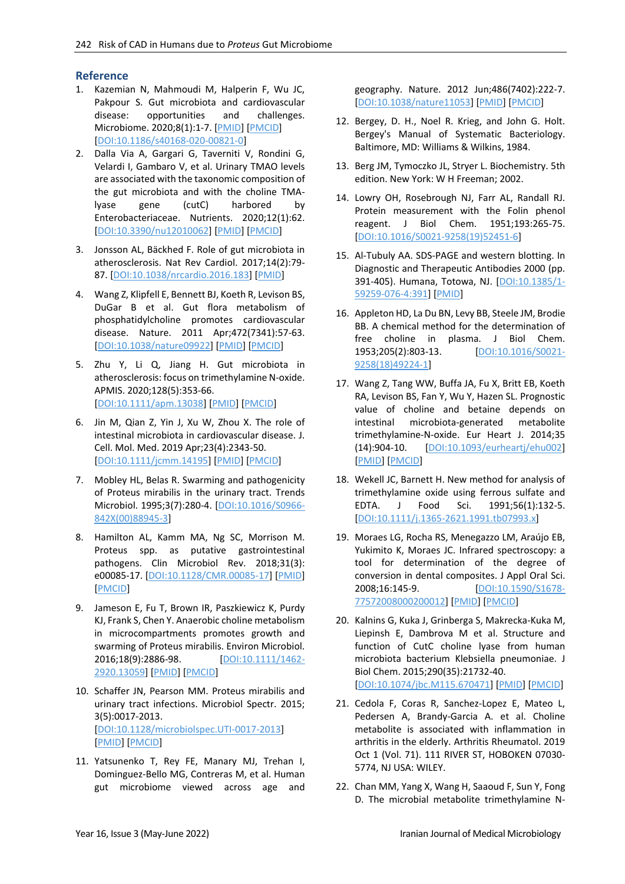## Reference

1. Kazemian N, Mahmoudi M, Halperin F, Wu JC, Pakpour S. Gut microbiota and cardiovascular disease: opportunities and challenges. Microbiome. 2020;8(1):1-7. [PMID] [PMCID] [DOI:10.1186/s40168-020-00821-0]
2. Dalla Via A, Gargari G, Taverniti V, Rondini G, Velardi I, Gambaro V, et al. Urinary TMAO levels are associated with the taxonomic composition of the gut microbiota and with the choline TMA-lyase gene (cutC) harbored by Enterobacteriaceae. Nutrients. 2020;12(1):62. [DOI:10.3390/nu12010062] [PMID] [PMCID]
3. Jonsson AL, Bäckhed F. Role of gut microbiota in atherosclerosis. Nat Rev Cardiol. 2017;14(2):79-87. [DOI:10.1038/nrcardio.2016.183] [PMID]
4. Wang Z, Klipfell E, Bennett BJ, Koeth R, Levison BS, DuGar B et al. Gut flora metabolism of phosphatidylcholine promotes cardiovascular disease. Nature. 2011 Apr;472(7341):57-63. [DOI:10.1038/nature09922] [PMID] [PMCID]
5. Zhu Y, Li Q, Jiang H. Gut microbiota in atherosclerosis: focus on trimethylamine N-oxide. APMIS. 2020;128(5):353-66. [DOI:10.1111/apm.13038] [PMID] [PMCID]
6. Jin M, Qian Z, Yin J, Xu W, Zhou X. The role of intestinal microbiota in cardiovascular disease. J. Cell. Mol. Med. 2019 Apr;23(4):2343-50. [DOI:10.1111/jcmm.14195] [PMID] [PMCID]
7. Mobley HL, Belas R. Swarming and pathogenicity of Proteus mirabilis in the urinary tract. Trends Microbiol. 1995;3(7):280-4. [DOI:10.1016/S0966-842X(00)88945-3]
8. Hamilton AL, Kamm MA, Ng SC, Morrison M. Proteus spp. as putative gastrointestinal pathogens. Clin Microbiol Rev. 2018;31(3): e00085-17. [DOI:10.1128/CMR.00085-17] [PMID] [PMCID]
9. Jameson E, Fu T, Brown IR, Paszkiewicz K, Purdy KJ, Frank S, Chen Y. Anaerobic choline metabolism in microcompartments promotes growth and swarming of Proteus mirabilis. Environ Microbiol. 2016;18(9):2886-98. [DOI:10.1111/1462-2920.13059] [PMID] [PMCID]
10. Schaffer JN, Pearson MM. Proteus mirabilis and urinary tract infections. Microbiol Spectr. 2015; 3(5):0017-2013. [DOI:10.1128/microbiolspec.UTI-0017-2013] [PMID] [PMCID]
11. Yatsunenko T, Rey FE, Manary MJ, Trehan I, Dominguez-Bello MG, Contreras M, et al. Human gut microbiome viewed across age and geography. Nature. 2012 Jun;486(7402):222-7. [DOI:10.1038/nature11053] [PMID] [PMCID]
12. Bergey, D. H., Noel R. Krieg, and John G. Holt. Bergey's Manual of Systematic Bacteriology. Baltimore, MD: Williams & Wilkins, 1984.
13. Berg JM, Tymoczko JL, Stryer L. Biochemistry. 5th edition. New York: W H Freeman; 2002.
14. Lowry OH, Rosebrough NJ, Farr AL, Randall RJ. Protein measurement with the Folin phenol reagent. J Biol Chem. 1951;193:265-75. [DOI:10.1016/S0021-9258(19)52451-6]
15. Al-Tubuly AA. SDS-PAGE and western blotting. In Diagnostic and Therapeutic Antibodies 2000 (pp. 391-405). Humana, Totowa, NJ. [DOI:10.1385/1-59259-076-4:391] [PMID]
16. Appleton HD, La Du BN, Levy BB, Steele JM, Brodie BB. A chemical method for the determination of free choline in plasma. J Biol Chem. 1953;205(2):803-13. [DOI:10.1016/S0021-9258(18)49224-1]
17. Wang Z, Tang WW, Buffa JA, Fu X, Britt EB, Koeth RA, Levison BS, Fan Y, Wu Y, Hazen SL. Prognostic value of choline and betaine depends on intestinal microbiota-generated metabolite trimethylamine-N-oxide. Eur Heart J. 2014;35 (14):904-10. [DOI:10.1093/eurheartj/ehu002] [PMID] [PMCID]
18. Wekell JC, Barnett H. New method for analysis of trimethylamine oxide using ferrous sulfate and EDTA. J Food Sci. 1991;56(1):132-5. [DOI:10.1111/j.1365-2621.1991.tb07993.x]
19. Moraes LG, Rocha RS, Menegazzo LM, Araújo EB, Yukimito K, Moraes JC. Infrared spectroscopy: a tool for determination of the degree of conversion in dental composites. J Appl Oral Sci. 2008;16:145-9. [DOI:10.1590/S1678-77572008000200012] [PMID] [PMCID]
20. Kalnins G, Kuka J, Grinberga S, Makrecka-Kuka M, Liepinsh E, Dambrova M et al. Structure and function of CutC choline lyase from human microbiota bacterium Klebsiella pneumoniae. J Biol Chem. 2015;290(35):21732-40. [DOI:10.1074/jbc.M115.670471] [PMID] [PMCID]
21. Cedola F, Coras R, Sanchez-Lopez E, Mateo L, Pedersen A, Brandy-Garcia A. et al. Choline metabolite is associated with inflammation in arthritis in the elderly. Arthritis Rheumatol. 2019 Oct 1 (Vol. 71). 111 RIVER ST, HOBOKEN 07030-5774, NJ USA: WILEY.
22. Chan MM, Yang X, Wang H, Saaoud F, Sun Y, Fong D. The microbial metabolite trimethylamine N-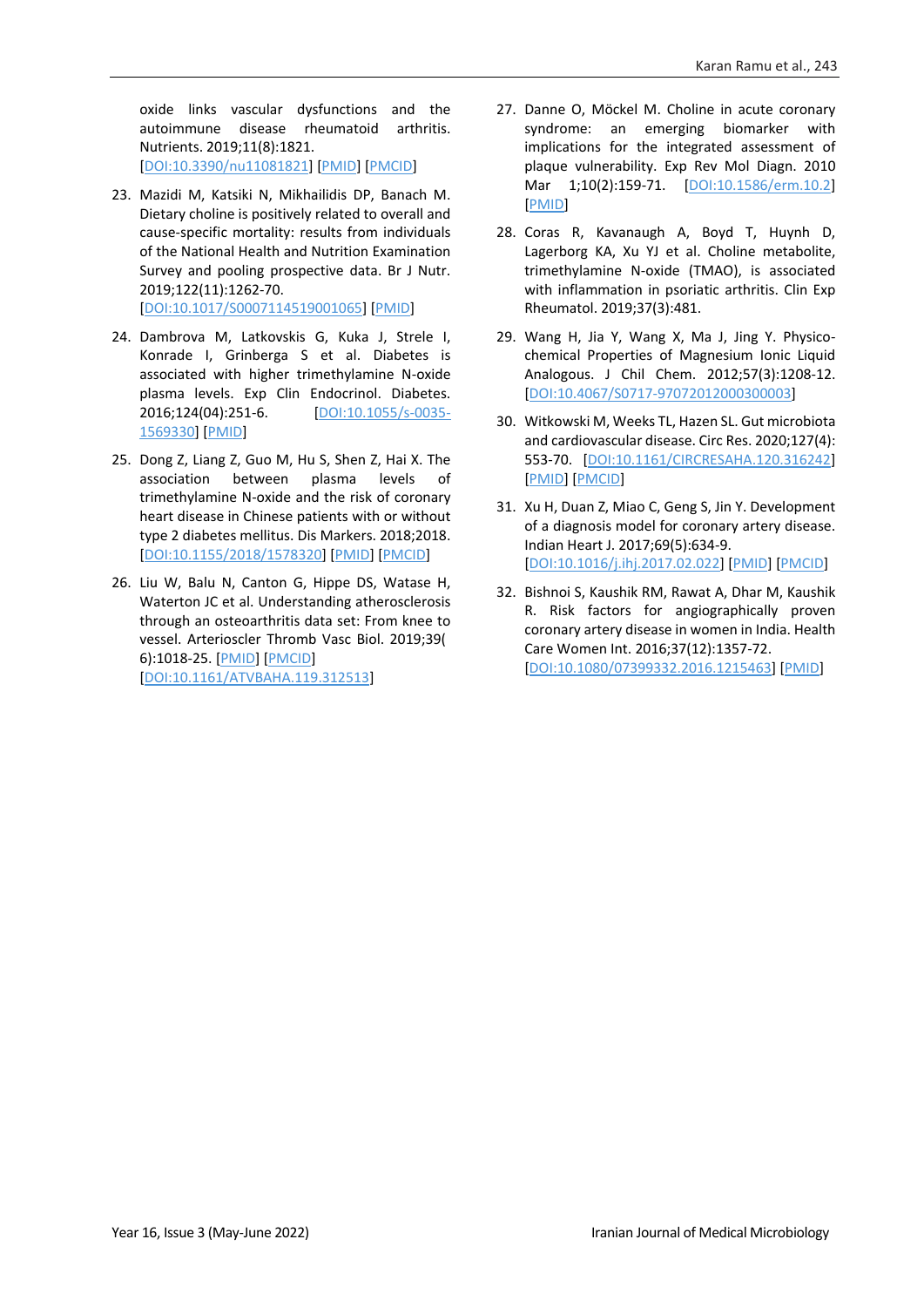oxide links vascular dysfunctions and the autoimmune disease rheumatoid arthritis. Nutrients. 2019;11(8):1821. [DOI:10.3390/nu11081821] [PMID] [PMCID]

23. Mazidi M, Katsiki N, Mikhailidis DP, Banach M. Dietary choline is positively related to overall and cause-specific mortality: results from individuals of the National Health and Nutrition Examination Survey and pooling prospective data. Br J Nutr. 2019;122(11):1262-70. [DOI:10.1017/S0007114519001065] [PMID]

24. Dambrova M, Latkovskis G, Kuka J, Strele I, Konrade I, Grinberga S et al. Diabetes is associated with higher trimethylamine N-oxide plasma levels. Exp Clin Endocrinol. Diabetes. 2016;124(04):251-6. [DOI:10.1055/s-0035-1569330] [PMID]

25. Dong Z, Liang Z, Guo M, Hu S, Shen Z, Hai X. The association between plasma levels of trimethylamine N-oxide and the risk of coronary heart disease in Chinese patients with or without type 2 diabetes mellitus. Dis Markers. 2018;2018. [DOI:10.1155/2018/1578320] [PMID] [PMCID]

26. Liu W, Balu N, Canton G, Hippe DS, Watase H, Waterton JC et al. Understanding atherosclerosis through an osteoarthritis data set: From knee to vessel. Arterioscler Thromb Vasc Biol. 2019;39(6):1018-25. [PMID] [PMCID] [DOI:10.1161/ATVBAHA.119.312513]

27. Danne O, Möckel M. Choline in acute coronary syndrome: an emerging biomarker with implications for the integrated assessment of plaque vulnerability. Exp Rev Mol Diagn. 2010 Mar 1;10(2):159-71. [DOI:10.1586/erm.10.2] [PMID]

28. Coras R, Kavanaugh A, Boyd T, Huynh D, Lagerborg KA, Xu YJ et al. Choline metabolite, trimethylamine N-oxide (TMAO), is associated with inflammation in psoriatic arthritis. Clin Exp Rheumatol. 2019;37(3):481.

29. Wang H, Jia Y, Wang X, Ma J, Jing Y. Physico-chemical Properties of Magnesium Ionic Liquid Analogous. J Chil Chem. 2012;57(3):1208-12. [DOI:10.4067/S0717-97072012000300003]

30. Witkowski M, Weeks TL, Hazen SL. Gut microbiota and cardiovascular disease. Circ Res. 2020;127(4): 553-70. [DOI:10.1161/CIRCRESAHA.120.316242] [PMID] [PMCID]

31. Xu H, Duan Z, Miao C, Geng S, Jin Y. Development of a diagnosis model for coronary artery disease. Indian Heart J. 2017;69(5):634-9. [DOI:10.1016/j.ihj.2017.02.022] [PMID] [PMCID]

32. Bishnoi S, Kaushik RM, Rawat A, Dhar M, Kaushik R. Risk factors for angiographically proven coronary artery disease in women in India. Health Care Women Int. 2016;37(12):1357-72. [DOI:10.1080/07399332.2016.1215463] [PMID]